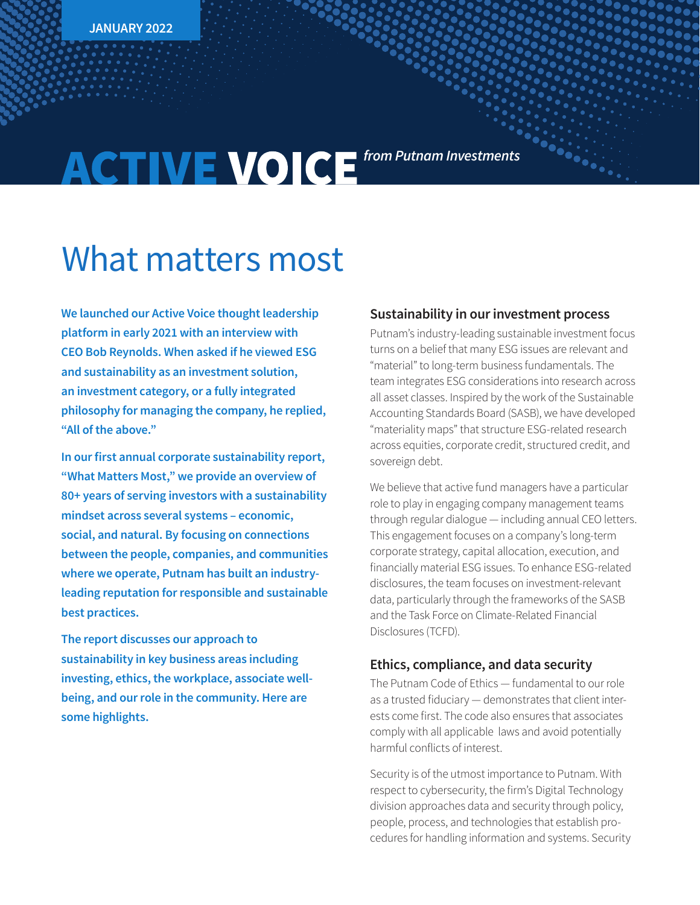JANUARY 2022

# ACTIVE VOICE *from Putnam Investments*

## What matters most

**We launched our Active Voice thought leadership platform in early 2021 with an interview with CEO Bob Reynolds. When asked if he viewed ESG and sustainability as an investment solution, an investment category, or a fully integrated philosophy for managing the company, he replied, "All of the above."**

**In our first annual corporate sustainability report, "What Matters Most," we provide an overview of 80+ years of serving investors with a sustainability mindset across several systems – economic, social, and natural. By focusing on connections between the people, companies, and communities where we operate, Putnam has built an industry-leading reputation for responsible and sustainable best practices.**

**The report discusses our approach to sustainability in key business areas including investing, ethics, the workplace, associate well-being, and our role in the community. Here are some highlights.**

### Sustainability in our investment process

Putnam's industry-leading sustainable investment focus turns on a belief that many ESG issues are relevant and "material" to long-term business fundamentals. The team integrates ESG considerations into research across all asset classes. Inspired by the work of the Sustainable Accounting Standards Board (SASB), we have developed "materiality maps" that structure ESG-related research across equities, corporate credit, structured credit, and sovereign debt.

We believe that active fund managers have a particular role to play in engaging company management teams through regular dialogue — including annual CEO letters. This engagement focuses on a company's long-term corporate strategy, capital allocation, execution, and financially material ESG issues. To enhance ESG-related disclosures, the team focuses on investment-relevant data, particularly through the frameworks of the SASB and the Task Force on Climate-Related Financial Disclosures (TCFD).

### Ethics, compliance, and data security

The Putnam Code of Ethics — fundamental to our role as a trusted fiduciary — demonstrates that client interests come first. The code also ensures that associates comply with all applicable laws and avoid potentially harmful conflicts of interest.

Security is of the utmost importance to Putnam. With respect to cybersecurity, the firm's Digital Technology division approaches data and security through policy, people, process, and technologies that establish procedures for handling information and systems. Security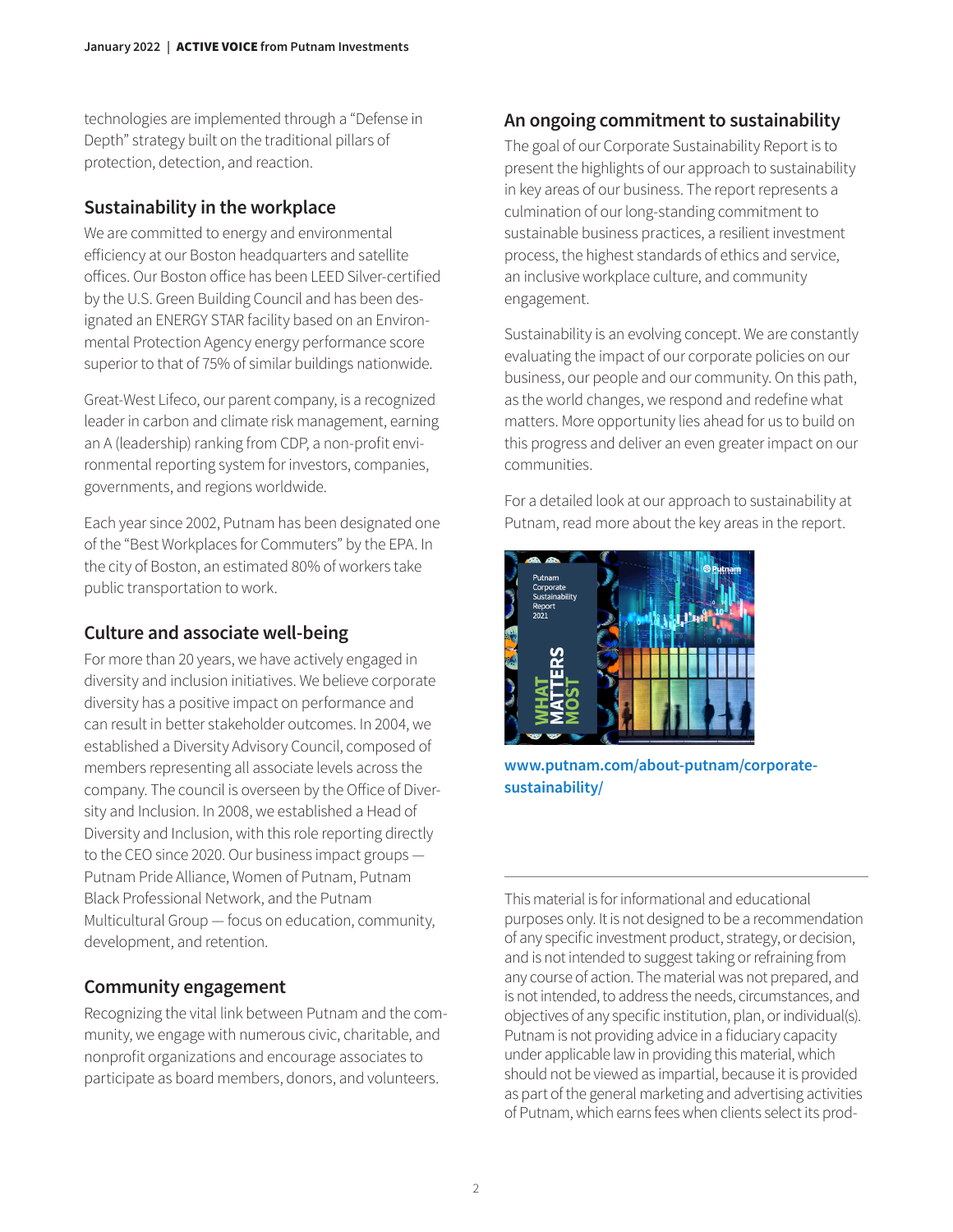technologies are implemented through a "Defense in Depth" strategy built on the traditional pillars of protection, detection, and reaction.

## Sustainability in the workplace

We are committed to energy and environmental efficiency at our Boston headquarters and satellite offices. Our Boston office has been LEED Silver-certified by the U.S. Green Building Council and has been designated an ENERGY STAR facility based on an Environmental Protection Agency energy performance score superior to that of 75% of similar buildings nationwide.

Great-West Lifeco, our parent company, is a recognized leader in carbon and climate risk management, earning an A (leadership) ranking from CDP, a non-profit environmental reporting system for investors, companies, governments, and regions worldwide.

Each year since 2002, Putnam has been designated one of the "Best Workplaces for Commuters" by the EPA. In the city of Boston, an estimated 80% of workers take public transportation to work.

## Culture and associate well-being

For more than 20 years, we have actively engaged in diversity and inclusion initiatives. We believe corporate diversity has a positive impact on performance and can result in better stakeholder outcomes. In 2004, we established a Diversity Advisory Council, composed of members representing all associate levels across the company. The council is overseen by the Office of Diversity and Inclusion. In 2008, we established a Head of Diversity and Inclusion, with this role reporting directly to the CEO since 2020. Our business impact groups — Putnam Pride Alliance, Women of Putnam, Putnam Black Professional Network, and the Putnam Multicultural Group — focus on education, community, development, and retention.

## Community engagement

Recognizing the vital link between Putnam and the community, we engage with numerous civic, charitable, and nonprofit organizations and encourage associates to participate as board members, donors, and volunteers.

## An ongoing commitment to sustainability

The goal of our Corporate Sustainability Report is to present the highlights of our approach to sustainability in key areas of our business. The report represents a culmination of our long-standing commitment to sustainable business practices, a resilient investment process, the highest standards of ethics and service, an inclusive workplace culture, and community engagement.

Sustainability is an evolving concept. We are constantly evaluating the impact of our corporate policies on our business, our people and our community. On this path, as the world changes, we respond and redefine what matters. More opportunity lies ahead for us to build on this progress and deliver an even greater impact on our communities.

For a detailed look at our approach to sustainability at Putnam, read more about the key areas in the report.

**www.putnam.com/about-putnam/corporate-sustainability/**

---

This material is for informational and educational purposes only. It is not designed to be a recommendation of any specific investment product, strategy, or decision, and is not intended to suggest taking or refraining from any course of action. The material was not prepared, and is not intended, to address the needs, circumstances, and objectives of any specific institution, plan, or individual(s). Putnam is not providing advice in a fiduciary capacity under applicable law in providing this material, which should not be viewed as impartial, because it is provided as part of the general marketing and advertising activities of Putnam, which earns fees when clients select its prod-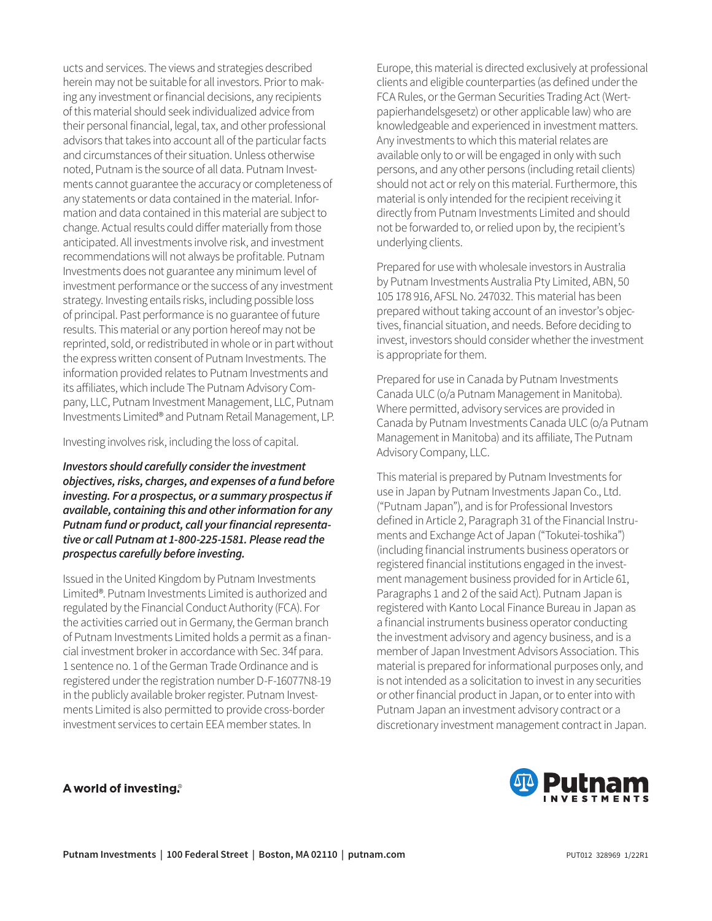ucts and services. The views and strategies described herein may not be suitable for all investors. Prior to making any investment or financial decisions, any recipients of this material should seek individualized advice from their personal financial, legal, tax, and other professional advisors that takes into account all of the particular facts and circumstances of their situation. Unless otherwise noted, Putnam is the source of all data. Putnam Investments cannot guarantee the accuracy or completeness of any statements or data contained in the material. Information and data contained in this material are subject to change. Actual results could differ materially from those anticipated. All investments involve risk, and investment recommendations will not always be profitable. Putnam Investments does not guarantee any minimum level of investment performance or the success of any investment strategy. Investing entails risks, including possible loss of principal. Past performance is no guarantee of future results. This material or any portion hereof may not be reprinted, sold, or redistributed in whole or in part without the express written consent of Putnam Investments. The information provided relates to Putnam Investments and its affiliates, which include The Putnam Advisory Company, LLC, Putnam Investment Management, LLC, Putnam Investments Limited® and Putnam Retail Management, LP.

Investing involves risk, including the loss of capital.

***Investors should carefully consider the investment objectives, risks, charges, and expenses of a fund before investing. For a prospectus, or a summary prospectus if available, containing this and other information for any Putnam fund or product, call your financial representative or call Putnam at 1-800-225-1581. Please read the prospectus carefully before investing.***

Issued in the United Kingdom by Putnam Investments Limited®. Putnam Investments Limited is authorized and regulated by the Financial Conduct Authority (FCA). For the activities carried out in Germany, the German branch of Putnam Investments Limited holds a permit as a financial investment broker in accordance with Sec. 34f para. 1 sentence no. 1 of the German Trade Ordinance and is registered under the registration number D-F-16077N8-19 in the publicly available broker register. Putnam Investments Limited is also permitted to provide cross-border investment services to certain EEA member states. In Europe, this material is directed exclusively at professional clients and eligible counterparties (as defined under the FCA Rules, or the German Securities Trading Act (Wertpapierhandelsgesetz) or other applicable law) who are knowledgeable and experienced in investment matters. Any investments to which this material relates are available only to or will be engaged in only with such persons, and any other persons (including retail clients) should not act or rely on this material. Furthermore, this material is only intended for the recipient receiving it directly from Putnam Investments Limited and should not be forwarded to, or relied upon by, the recipient's underlying clients.

Prepared for use with wholesale investors in Australia by Putnam Investments Australia Pty Limited, ABN, 50 105 178 916, AFSL No. 247032. This material has been prepared without taking account of an investor's objectives, financial situation, and needs. Before deciding to invest, investors should consider whether the investment is appropriate for them.

Prepared for use in Canada by Putnam Investments Canada ULC (o/a Putnam Management in Manitoba). Where permitted, advisory services are provided in Canada by Putnam Investments Canada ULC (o/a Putnam Management in Manitoba) and its affiliate, The Putnam Advisory Company, LLC.

This material is prepared by Putnam Investments for use in Japan by Putnam Investments Japan Co., Ltd. ("Putnam Japan"), and is for Professional Investors defined in Article 2, Paragraph 31 of the Financial Instruments and Exchange Act of Japan ("Tokutei-toshika") (including financial instruments business operators or registered financial institutions engaged in the investment management business provided for in Article 61, Paragraphs 1 and 2 of the said Act). Putnam Japan is registered with Kanto Local Finance Bureau in Japan as a financial instruments business operator conducting the investment advisory and agency business, and is a member of Japan Investment Advisors Association. This material is prepared for informational purposes only, and is not intended as a solicitation to invest in any securities or other financial product in Japan, or to enter into with Putnam Japan an investment advisory contract or a discretionary investment management contract in Japan.

A world of investing.®

Putnam INVESTMENTS

Putnam Investments | 100 Federal Street | Boston, MA 02110 | putnam.com

PUT012 328969 1/22R1